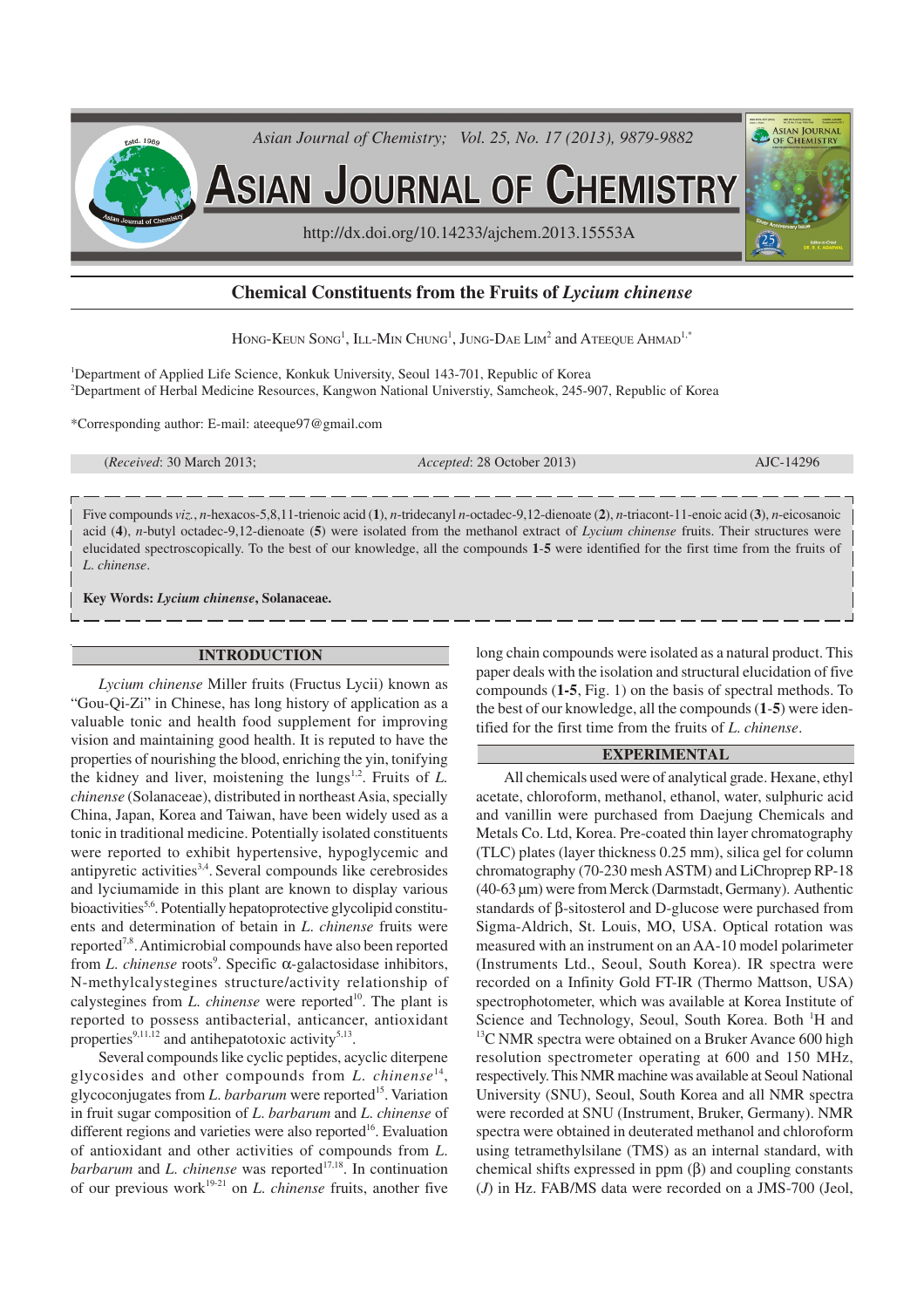# Chemical Constituents from the Fruits of *Lycium chinense*

Hong-Keun Song[1], Ill-Min Chung[1], Jung-Dae Lim[2] and Ateeque Ahmad[1,*]

[1]Department of Applied Life Science, Konkuk University, Seoul 143-701, Republic of Korea
[2]Department of Herbal Medicine Resources, Kangwon National Universtiy, Samcheok, 245-907, Republic of Korea

*Corresponding author: E-mail: ateeque97@gmail.com

(*Received*: 30 March 2013; *Accepted*: 28 October 2013) AJC-14296

Five compounds *viz.*, *n*-hexacos-5,8,11-trienoic acid (**1**), *n*-tridecanyl *n*-octadec-9,12-dienoate (**2**), *n*-triacont-11-enoic acid (**3**), *n*-eicosanoic acid (**4**), *n*-butyl octadec-9,12-dienoate (**5**) were isolated from the methanol extract of *Lycium chinense* fruits. Their structures were elucidated spectroscopically. To the best of our knowledge, all the compounds **1**-**5** were identified for the first time from the fruits of *L. chinense*.

**Key Words: *Lycium chinense*, Solanaceae.**

## INTRODUCTION

*Lycium chinense* Miller fruits (Fructus Lycii) known as "Gou-Qi-Zi" in Chinese, has long history of application as a valuable tonic and health food supplement for improving vision and maintaining good health. It is reputed to have the properties of nourishing the blood, enriching the yin, tonifying the kidney and liver, moistening the lungs[1,2]. Fruits of *L. chinense* (Solanaceae), distributed in northeast Asia, specially China, Japan, Korea and Taiwan, have been widely used as a tonic in traditional medicine. Potentially isolated constituents were reported to exhibit hypertensive, hypoglycemic and antipyretic activities[3,4]. Several compounds like cerebrosides and lyciumamide in this plant are known to display various bioactivities[5,6]. Potentially hepatoprotective glycolipid constituents and determination of betain in *L. chinense* fruits were reported[7,8]. Antimicrobial compounds have also been reported from *L. chinense* roots[9]. Specific α-galactosidase inhibitors, N-methylcalystegines structure/activity relationship of calystegines from *L. chinense* were reported[10]. The plant is reported to possess antibacterial, anticancer, antioxidant properties[9,11,12] and antihepatotoxic activity[5,13].

Several compounds like cyclic peptides, acyclic diterpene glycosides and other compounds from *L. chinense*[14], glycoconjugates from *L. barbarum* were reported[15]. Variation in fruit sugar composition of *L. barbarum* and *L. chinense* of different regions and varieties were also reported[16]. Evaluation of antioxidant and other activities of compounds from *L. barbarum* and *L. chinense* was reported[17,18]. In continuation of our previous work[19-21] on *L. chinense* fruits, another five long chain compounds were isolated as a natural product. This paper deals with the isolation and structural elucidation of five compounds (**1-5**, Fig. 1) on the basis of spectral methods. To the best of our knowledge, all the compounds (**1**-**5**) were identified for the first time from the fruits of *L. chinense*.

## EXPERIMENTAL

All chemicals used were of analytical grade. Hexane, ethyl acetate, chloroform, methanol, ethanol, water, sulphuric acid and vanillin were purchased from Daejung Chemicals and Metals Co. Ltd, Korea. Pre-coated thin layer chromatography (TLC) plates (layer thickness 0.25 mm), silica gel for column chromatography (70-230 mesh ASTM) and LiChroprep RP-18 (40-63 μm) were from Merck (Darmstadt, Germany). Authentic standards of β-sitosterol and D-glucose were purchased from Sigma-Aldrich, St. Louis, MO, USA. Optical rotation was measured with an instrument on an AA-10 model polarimeter (Instruments Ltd., Seoul, South Korea). IR spectra were recorded on a Infinity Gold FT-IR (Thermo Mattson, USA) spectrophotometer, which was available at Korea Institute of Science and Technology, Seoul, South Korea. Both $^1$H and $^{13}$C NMR spectra were obtained on a Bruker Avance 600 high resolution spectrometer operating at 600 and 150 MHz, respectively. This NMR machine was available at Seoul National University (SNU), Seoul, South Korea and all NMR spectra were recorded at SNU (Instrument, Bruker, Germany). NMR spectra were obtained in deuterated methanol and chloroform using tetramethylsilane (TMS) as an internal standard, with chemical shifts expressed in ppm (β) and coupling constants ($J$) in Hz. FAB/MS data were recorded on a JMS-700 (Jeol,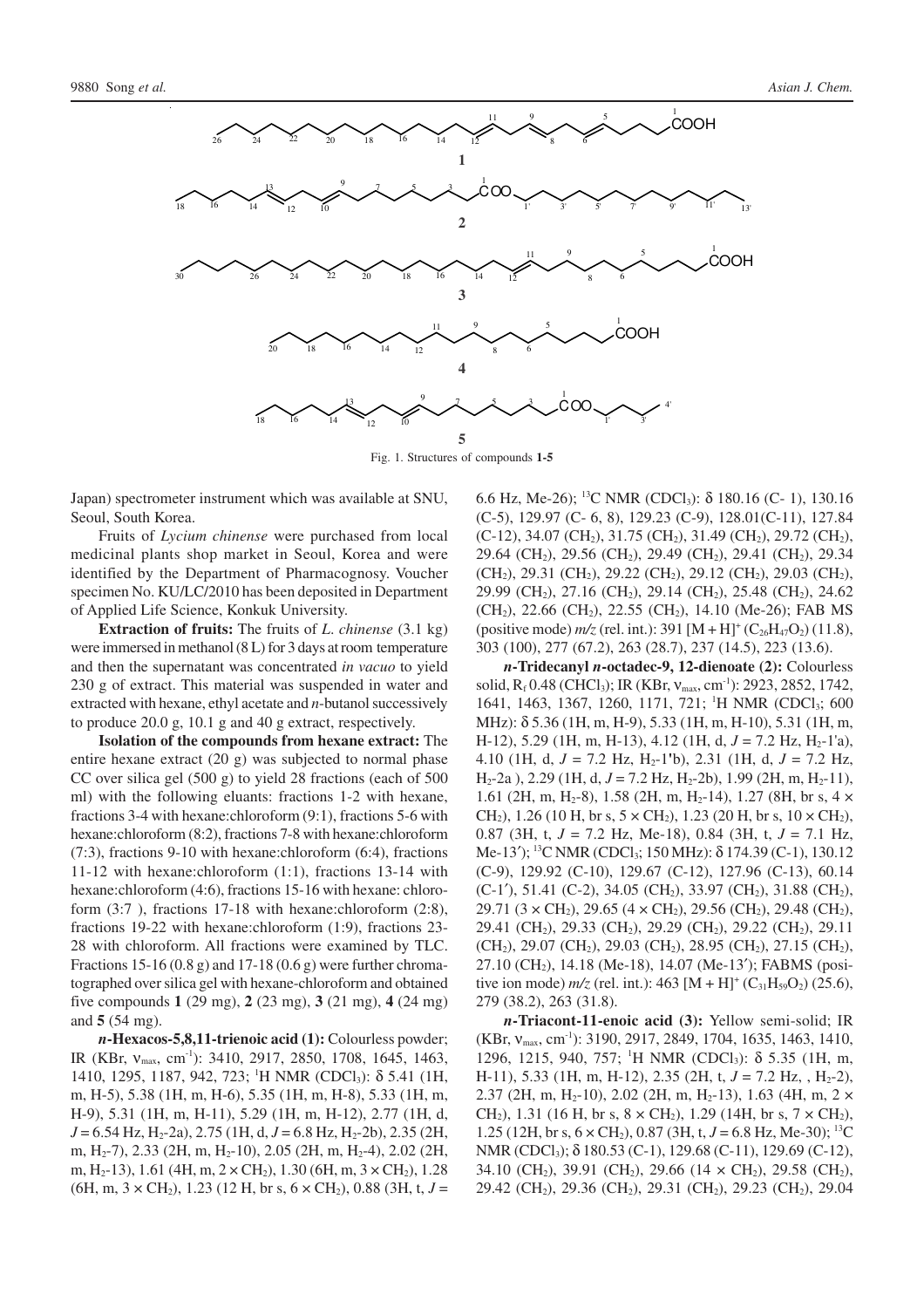Fig. 1. Structures of compounds **1-5**

Japan) spectrometer instrument which was available at SNU, Seoul, South Korea.

Fruits of *Lycium chinense* were purchased from local medicinal plants shop market in Seoul, Korea and were identified by the Department of Pharmacognosy. Voucher specimen No. KU/LC/2010 has been deposited in Department of Applied Life Science, Konkuk University.

**Extraction of fruits:** The fruits of *L. chinense* (3.1 kg) were immersed in methanol (8 L) for 3 days at room temperature and then the supernatant was concentrated *in vacuo* to yield 230 g of extract. This material was suspended in water and extracted with hexane, ethyl acetate and *n*-butanol successively to produce 20.0 g, 10.1 g and 40 g extract, respectively.

**Isolation of the compounds from hexane extract:** The entire hexane extract (20 g) was subjected to normal phase CC over silica gel (500 g) to yield 28 fractions (each of 500 ml) with the following eluants: fractions 1-2 with hexane, fractions 3-4 with hexane:chloroform (9:1), fractions 5-6 with hexane:chloroform (8:2), fractions 7-8 with hexane:chloroform (7:3), fractions 9-10 with hexane:chloroform (6:4), fractions 11-12 with hexane:chloroform (1:1), fractions 13-14 with hexane:chloroform (4:6), fractions 15-16 with hexane: chloroform (3:7 ), fractions 17-18 with hexane:chloroform (2:8), fractions 19-22 with hexane:chloroform (1:9), fractions 23-28 with chloroform. All fractions were examined by TLC. Fractions 15-16 (0.8 g) and 17-18 (0.6 g) were further chromatographed over silica gel with hexane-chloroform and obtained five compounds **1** (29 mg), **2** (23 mg), **3** (21 mg), **4** (24 mg) and **5** (54 mg).

***n*-Hexacos-5,8,11-trienoic acid (1):** Colourless powder; IR (KBr, $\nu_{max}$, cm$^{-1}$): 3410, 2917, 2850, 1708, 1645, 1463, 1410, 1295, 1187, 942, 723; $^{1}$H NMR ($CDCl_3$): δ 5.41 (1H, m, H-5), 5.38 (1H, m, H-6), 5.35 (1H, m, H-8), 5.33 (1H, m, H-9), 5.31 (1H, m, H-11), 5.29 (1H, m, H-12), 2.77 (1H, d, *J* = 6.54 Hz, $H_2$-2a), 2.75 (1H, d, *J* = 6.8 Hz, $H_2$-2b), 2.35 (2H, m, $H_2$-7), 2.33 (2H, m, $H_2$-10), 2.05 (2H, m, $H_2$-4), 2.02 (2H, m, $H_2$-13), 1.61 (4H, m, 2 × $CH_2$), 1.30 (6H, m, 3 × $CH_2$), 1.28 (6H, m, 3 × $CH_2$), 1.23 (12 H, br s, 6 × $CH_2$), 0.88 (3H, t, *J* = 6.6 Hz, Me-26); $^{13}$C NMR ($CDCl_3$): δ 180.16 (C- 1), 130.16 (C-5), 129.97 (C- 6, 8), 129.23 (C-9), 128.01(C-11), 127.84 (C-12), 34.07 ($CH_2$), 31.75 ($CH_2$), 31.49 ($CH_2$), 29.72 ($CH_2$), 29.64 ($CH_2$), 29.56 ($CH_2$), 29.49 ($CH_2$), 29.41 ($CH_2$), 29.34 ($CH_2$), 29.31 ($CH_2$), 29.22 ($CH_2$), 29.12 ($CH_2$), 29.03 ($CH_2$), 29.99 ($CH_2$), 27.16 ($CH_2$), 29.14 ($CH_2$), 25.48 ($CH_2$), 24.62 ($CH_2$), 22.66 ($CH_2$), 22.55 ($CH_2$), 14.10 (Me-26); FAB MS (positive mode) *m/z* (rel. int.): 391 $[M + H]^+$ ($C_{26}H_{47}O_2$) (11.8), 303 (100), 277 (67.2), 263 (28.7), 237 (14.5), 223 (13.6).

***n*-Tridecanyl *n*-octadec-9, 12-dienoate (2):** Colourless solid, $R_f$ 0.48 ($CHCl_3$); IR (KBr, $\nu_{max}$, cm$^{-1}$): 2923, 2852, 1742, 1641, 1463, 1367, 1260, 1171, 721; $^{1}$H NMR ($CDCl_3$; 600 MHz): δ 5.36 (1H, m, H-9), 5.33 (1H, m, H-10), 5.31 (1H, m, H-12), 5.29 (1H, m, H-13), 4.12 (1H, d, *J* = 7.2 Hz, $H_2$-1'a), 4.10 (1H, d, *J* = 7.2 Hz, $H_2$-1'b), 2.31 (1H, d, *J* = 7.2 Hz, $H_2$-2a ), 2.29 (1H, d, *J* = 7.2 Hz, $H_2$-2b), 1.99 (2H, m, $H_2$-11), 1.61 (2H, m, $H_2$-8), 1.58 (2H, m, $H_2$-14), 1.27 (8H, br s, 4 × $CH_2$), 1.26 (10 H, br s, 5 × $CH_2$), 1.23 (20 H, br s, 10 × $CH_2$), 0.87 (3H, t, *J* = 7.2 Hz, Me-18), 0.84 (3H, t, *J* = 7.1 Hz, Me-13′); $^{13}$C NMR ($CDCl_3$; 150 MHz): δ 174.39 (C-1), 130.12 (C-9), 129.92 (C-10), 129.67 (C-12), 127.96 (C-13), 60.14 (C-1′), 51.41 (C-2), 34.05 ($CH_2$), 33.97 ($CH_2$), 31.88 ($CH_2$), 29.71 (3 × $CH_2$), 29.65 (4 × $CH_2$), 29.56 ($CH_2$), 29.48 ($CH_2$), 29.41 ($CH_2$), 29.33 ($CH_2$), 29.29 ($CH_2$), 29.22 ($CH_2$), 29.11 ($CH_2$), 29.07 ($CH_2$), 29.03 ($CH_2$), 28.95 ($CH_2$), 27.15 ($CH_2$), 27.10 ($CH_2$), 14.18 (Me-18), 14.07 (Me-13′); FABMS (positive ion mode) *m/z* (rel. int.): 463 $[M + H]^+$ ($C_{31}H_{59}O_2$) (25.6), 279 (38.2), 263 (31.8).

***n*-Triacont-11-enoic acid (3):** Yellow semi-solid; IR (KBr, $\nu_{max}$, cm$^{-1}$): 3190, 2917, 2849, 1704, 1635, 1463, 1410, 1296, 1215, 940, 757; $^{1}$H NMR ($CDCl_3$): δ 5.35 (1H, m, H-11), 5.33 (1H, m, H-12), 2.35 (2H, t, *J* = 7.2 Hz, , $H_2$-2), 2.37 (2H, m, $H_2$-10), 2.02 (2H, m, $H_2$-13), 1.63 (4H, m, 2 × $CH_2$), 1.31 (16 H, br s, 8 × $CH_2$), 1.29 (14H, br s, 7 × $CH_2$), 1.25 (12H, br s, 6 × $CH_2$), 0.87 (3H, t, *J* = 6.8 Hz, Me-30); $^{13}$C NMR ($CDCl_3$); δ 180.53 (C-1), 129.68 (C-11), 129.69 (C-12), 34.10 ($CH_2$), 39.91 ($CH_2$), 29.66 (14 × $CH_2$), 29.58 ($CH_2$), 29.42 ($CH_2$), 29.36 ($CH_2$), 29.31 ($CH_2$), 29.23 ($CH_2$), 29.04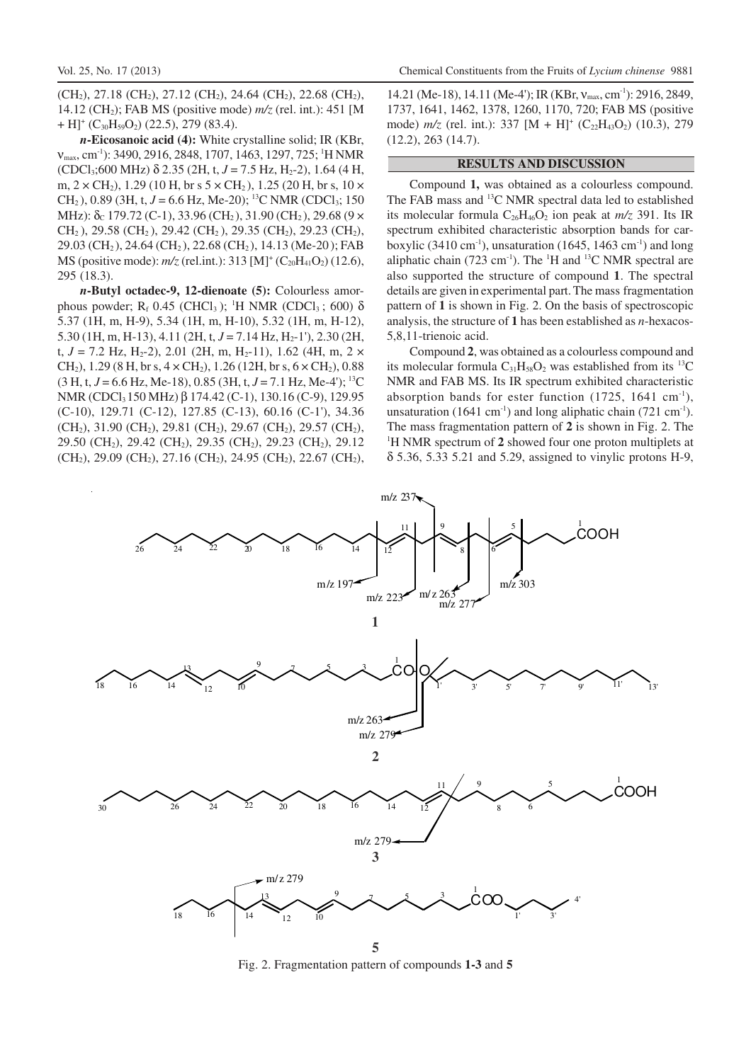(CH2), 27.18 (CH2), 27.12 (CH2), 24.64 (CH2), 22.68 (CH2), 14.12 (CH2); FAB MS (positive mode) *m/z* (rel. int.): 451 [M + H]$^+$ ($C_{30}H_{59}O_2$) (22.5), 279 (83.4).

***n*-Eicosanoic acid (4):** White crystalline solid; IR (KBr, $\nu_{max}$, cm$^{-1}$): 3490, 2916, 2848, 1707, 1463, 1297, 725; $^1$H NMR ($CDCl_3$;600 MHz) δ 2.35 (2H, t, *J* = 7.5 Hz, $H_2$-2), 1.64 (4 H, m, 2 × $CH_2$), 1.29 (10 H, br s 5 × $CH_2$ ), 1.25 (20 H, br s, 10 × $CH_2$ ), 0.89 (3H, t, *J* = 6.6 Hz, Me-20); $^{13}$C NMR ($CDCl_3$; 150 MHz): $\delta_C$ 179.72 (C-1), 33.96 ($CH_2$ ), 31.90 ($CH_2$ ), 29.68 (9 × $CH_2$ ), 29.58 ($CH_2$ ), 29.42 ($CH_2$ ), 29.35 ($CH_2$), 29.23 ($CH_2$), 29.03 ($CH_2$ ), 24.64 ($CH_2$ ), 22.68 ($CH_2$ ), 14.13 (Me-20 ); FAB MS (positive mode): *m/z* (rel.int.): 313 [M]$^+$ ($C_{20}H_{41}O_2$) (12.6), 295 (18.3).

***n*-Butyl octadec-9, 12-dienoate (5):** Colourless amorphous powder; $R_f$ 0.45 ($CHCl_3$ ); $^1$H NMR ($CDCl_3$ ; 600) δ 5.37 (1H, m, H-9), 5.34 (1H, m, H-10), 5.32 (1H, m, H-12), 5.30 (1H, m, H-13), 4.11 (2H, t, *J* = 7.14 Hz, $H_2$-1'), 2.30 (2H, t, *J* = 7.2 Hz, $H_2$-2), 2.01 (2H, m, $H_2$-11), 1.62 (4H, m, 2 × $CH_2$), 1.29 (8 H, br s, 4 × $CH_2$), 1.26 (12H, br s, 6 × $CH_2$), 0.88 (3 H, t, *J* = 6.6 Hz, Me-18), 0.85 (3H, t, *J* = 7.1 Hz, Me-4'); $^{13}$C NMR ($CDCl_3$ 150 MHz) β 174.42 (C-1), 130.16 (C-9), 129.95 (C-10), 129.71 (C-12), 127.85 (C-13), 60.16 (C-1'), 34.36 ($CH_2$), 31.90 ($CH_2$), 29.81 ($CH_2$), 29.67 ($CH_2$), 29.57 ($CH_2$), 29.50 ($CH_2$), 29.42 ($CH_2$), 29.35 ($CH_2$), 29.23 ($CH_2$), 29.12 ($CH_2$), 29.09 ($CH_2$), 27.16 ($CH_2$), 24.95 ($CH_2$), 22.67 ($CH_2$), 14.21 (Me-18), 14.11 (Me-4'); IR (KBr, $\nu_{max}$, cm$^{-1}$): 2916, 2849, 1737, 1641, 1462, 1378, 1260, 1170, 720; FAB MS (positive mode) *m/z* (rel. int.): 337 [M + H]$^+$ ($C_{22}H_{43}O_2$) (10.3), 279 (12.2), 263 (14.7).

## RESULTS AND DISCUSSION

Compound **1,** was obtained as a colourless compound. The FAB mass and $^{13}$C NMR spectral data led to established its molecular formula $C_{26}H_{46}O_2$ ion peak at *m/z* 391. Its IR spectrum exhibited characteristic absorption bands for carboxylic (3410 cm$^{-1}$), unsaturation (1645, 1463 cm$^{-1}$) and long aliphatic chain (723 cm$^{-1}$). The $^1$H and $^{13}$C NMR spectral are also supported the structure of compound **1**. The spectral details are given in experimental part. The mass fragmentation pattern of **1** is shown in Fig. 2. On the basis of spectroscopic analysis, the structure of **1** has been established as *n*-hexacos-5,8,11-trienoic acid.

Compound **2**, was obtained as a colourless compound and its molecular formula $C_{31}H_{58}O_2$ was established from its $^{13}$C NMR and FAB MS. Its IR spectrum exhibited characteristic absorption bands for ester function (1725, 1641 cm$^{-1}$), unsaturation (1641 cm$^{-1}$) and long aliphatic chain (721 cm$^{-1}$). The mass fragmentation pattern of **2** is shown in Fig. 2. The $^1$H NMR spectrum of **2** showed four one proton multiplets at δ 5.36, 5.33 5.21 and 5.29, assigned to vinylic protons H-9,

Fig. 2. Fragmentation pattern of compounds **1-3** and **5**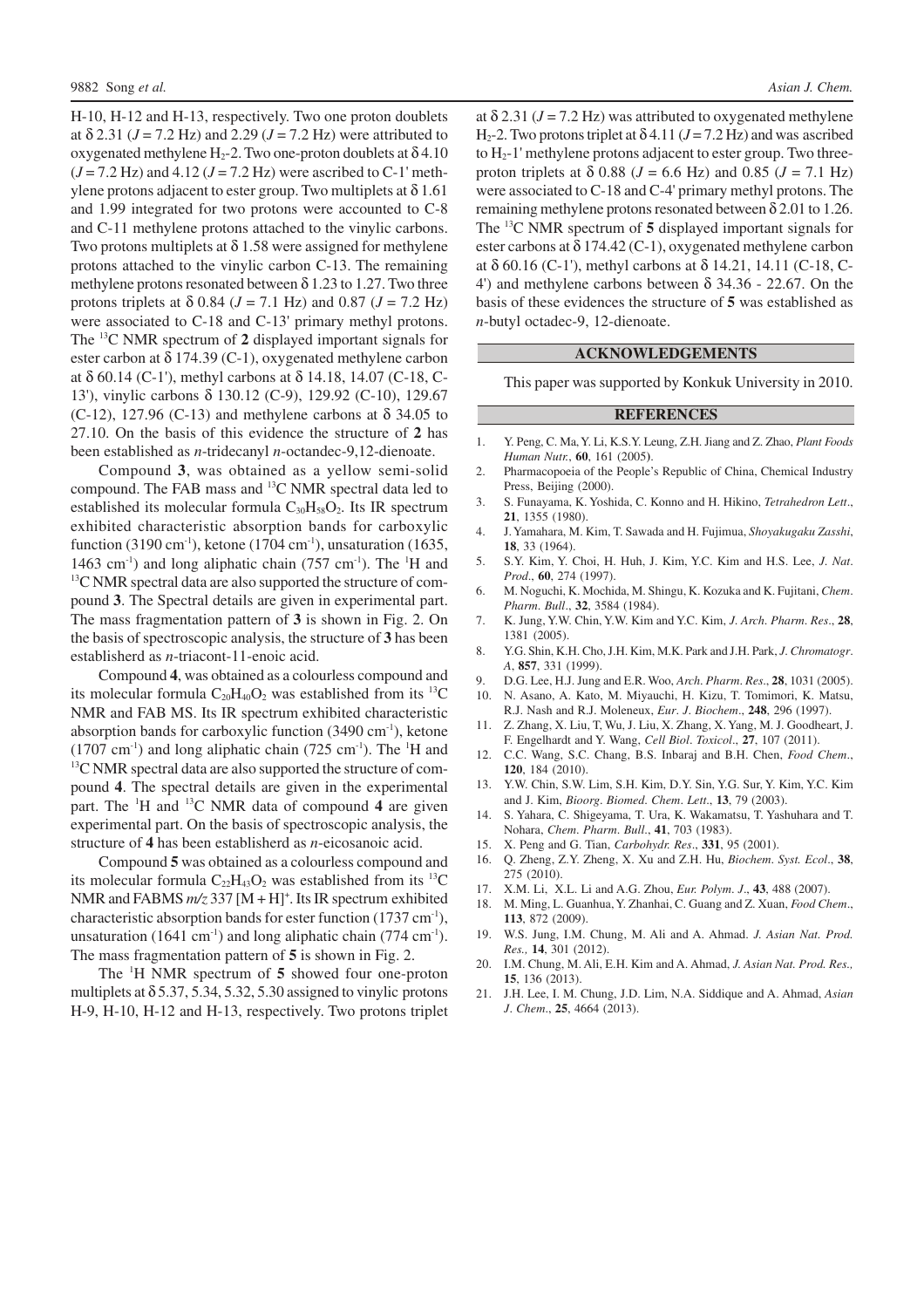H-10, H-12 and H-13, respectively. Two one proton doublets at δ 2.31 ($J$ = 7.2 Hz) and 2.29 ($J$ = 7.2 Hz) were attributed to oxygenated methylene $H_2$-2. Two one-proton doublets at δ 4.10 ($J$ = 7.2 Hz) and 4.12 ($J$ = 7.2 Hz) were ascribed to C-1' methylene protons adjacent to ester group. Two multiplets at δ 1.61 and 1.99 integrated for two protons were accounted to C-8 and C-11 methylene protons attached to the vinylic carbons. Two protons multiplets at δ 1.58 were assigned for methylene protons attached to the vinylic carbon C-13. The remaining methylene protons resonated between δ 1.23 to 1.27. Two three protons triplets at δ 0.84 ($J$ = 7.1 Hz) and 0.87 ($J$ = 7.2 Hz) were associated to C-18 and C-13' primary methyl protons. The $^{13}C$ NMR spectrum of **2** displayed important signals for ester carbon at δ 174.39 (C-1), oxygenated methylene carbon at δ 60.14 (C-1'), methyl carbons at δ 14.18, 14.07 (C-18, C-13'), vinylic carbons δ 130.12 (C-9), 129.92 (C-10), 129.67 (C-12), 127.96 (C-13) and methylene carbons at δ 34.05 to 27.10. On the basis of this evidence the structure of **2** has been established as *n*-tridecanyl *n*-octandec-9,12-dienoate.

Compound **3**, was obtained as a yellow semi-solid compound. The FAB mass and $^{13}C$ NMR spectral data led to established its molecular formula $C_{30}H_{58}O_2$. Its IR spectrum exhibited characteristic absorption bands for carboxylic function (3190 $cm^{-1}$), ketone (1704 $cm^{-1}$), unsaturation (1635, 1463 $cm^{-1}$) and long aliphatic chain (757 $cm^{-1}$). The $^{1}H$ and $^{13}C$ NMR spectral data are also supported the structure of compound **3**. The Spectral details are given in experimental part. The mass fragmentation pattern of **3** is shown in Fig. 2. On the basis of spectroscopic analysis, the structure of **3** has been establisherd as *n*-triacont-11-enoic acid.

Compound **4**, was obtained as a colourless compound and its molecular formula $C_{20}H_{40}O_2$ was established from its $^{13}C$ NMR and FAB MS. Its IR spectrum exhibited characteristic absorption bands for carboxylic function (3490 $cm^{-1}$), ketone (1707 $cm^{-1}$) and long aliphatic chain (725 $cm^{-1}$). The $^{1}H$ and $^{13}C$ NMR spectral data are also supported the structure of compound **4**. The spectral details are given in the experimental part. The $^{1}H$ and $^{13}C$ NMR data of compound **4** are given experimental part. On the basis of spectroscopic analysis, the structure of **4** has been establisherd as *n*-eicosanoic acid.

Compound **5** was obtained as a colourless compound and its molecular formula $C_{22}H_{43}O_2$ was established from its $^{13}C$ NMR and FABMS $m/z$ 337 $[M + H]^+$. Its IR spectrum exhibited characteristic absorption bands for ester function (1737 $cm^{-1}$), unsaturation (1641 $cm^{-1}$) and long aliphatic chain (774 $cm^{-1}$). The mass fragmentation pattern of **5** is shown in Fig. 2.

The $^{1}H$ NMR spectrum of **5** showed four one-proton multiplets at δ 5.37, 5.34, 5.32, 5.30 assigned to vinylic protons H-9, H-10, H-12 and H-13, respectively. Two protons triplet at δ 2.31 ($J$ = 7.2 Hz) was attributed to oxygenated methylene $H_2$-2. Two protons triplet at δ 4.11 ($J$ = 7.2 Hz) and was ascribed to $H_2$-1' methylene protons adjacent to ester group. Two three-proton triplets at δ 0.88 ($J$ = 6.6 Hz) and 0.85 ($J$ = 7.1 Hz) were associated to C-18 and C-4' primary methyl protons. The remaining methylene protons resonated between δ 2.01 to 1.26. The $^{13}C$ NMR spectrum of **5** displayed important signals for ester carbons at δ 174.42 (C-1), oxygenated methylene carbon at δ 60.16 (C-1'), methyl carbons at δ 14.21, 14.11 (C-18, C-4') and methylene carbons between δ 34.36 - 22.67. On the basis of these evidences the structure of **5** was established as *n*-butyl octadec-9, 12-dienoate.

## ACKNOWLEDGEMENTS

This paper was supported by Konkuk University in 2010.

## REFERENCES

1. Y. Peng, C. Ma, Y. Li, K.S.Y. Leung, Z.H. Jiang and Z. Zhao, *Plant Foods Human Nutr.*, **60**, 161 (2005).
2. Pharmacopoeia of the People's Republic of China, Chemical Industry Press, Beijing (2000).
3. S. Funayama, K. Yoshida, C. Konno and H. Hikino, *Tetrahedron Lett*., **21**, 1355 (1980).
4. J. Yamahara, M. Kim, T. Sawada and H. Fujimua, *Shoyakugaku Zasshi*, **18**, 33 (1964).
5. S.Y. Kim, Y. Choi, H. Huh, J. Kim, Y.C. Kim and H.S. Lee, *J. Nat. Prod*., **60**, 274 (1997).
6. M. Noguchi, K. Mochida, M. Shingu, K. Kozuka and K. Fujitani, *Chem. Pharm. Bull*., **32**, 3584 (1984).
7. K. Jung, Y.W. Chin, Y.W. Kim and Y.C. Kim, *J. Arch. Pharm. Res*., **28**, 1381 (2005).
8. Y.G. Shin, K.H. Cho, J.H. Kim, M.K. Park and J.H. Park, *J. Chromatogr. A*, **857**, 331 (1999).
9. D.G. Lee, H.J. Jung and E.R. Woo, *Arch. Pharm. Res*., **28**, 1031 (2005).
10. N. Asano, A. Kato, M. Miyauchi, H. Kizu, T. Tomimori, K. Matsu, R.J. Nash and R.J. Moleneux, *Eur. J. Biochem*., **248**, 296 (1997).
11. Z. Zhang, X. Liu, T, Wu, J. Liu, X. Zhang, X. Yang, M. J. Goodheart, J. F. Engelhardt and Y. Wang, *Cell Biol. Toxicol*., **27**, 107 (2011).
12. C.C. Wang, S.C. Chang, B.S. Inbaraj and B.H. Chen, *Food Chem*., **120**, 184 (2010).
13. Y.W. Chin, S.W. Lim, S.H. Kim, D.Y. Sin, Y.G. Sur, Y. Kim, Y.C. Kim and J. Kim, *Bioorg. Biomed. Chem. Lett*., **13**, 79 (2003).
14. S. Yahara, C. Shigeyama, T. Ura, K. Wakamatsu, T. Yashuhara and T. Nohara, *Chem. Pharm. Bull*., **41**, 703 (1983).
15. X. Peng and G. Tian, *Carbohydr. Res*., **331**, 95 (2001).
16. Q. Zheng, Z.Y. Zheng, X. Xu and Z.H. Hu, *Biochem. Syst. Ecol*., **38**, 275 (2010).
17. X.M. Li, X.L. Li and A.G. Zhou, *Eur. Polym. J*., **43**, 488 (2007).
18. M. Ming, L. Guanhua, Y. Zhanhai, C. Guang and Z. Xuan, *Food Chem*., **113**, 872 (2009).
19. W.S. Jung, I.M. Chung, M. Ali and A. Ahmad. *J. Asian Nat. Prod. Res.,* **14**, 301 (2012).
20. I.M. Chung, M. Ali, E.H. Kim and A. Ahmad, *J. Asian Nat. Prod. Res.,* **15**, 136 (2013).
21. J.H. Lee, I. M. Chung, J.D. Lim, N.A. Siddique and A. Ahmad, *Asian J. Chem*., **25**, 4664 (2013).